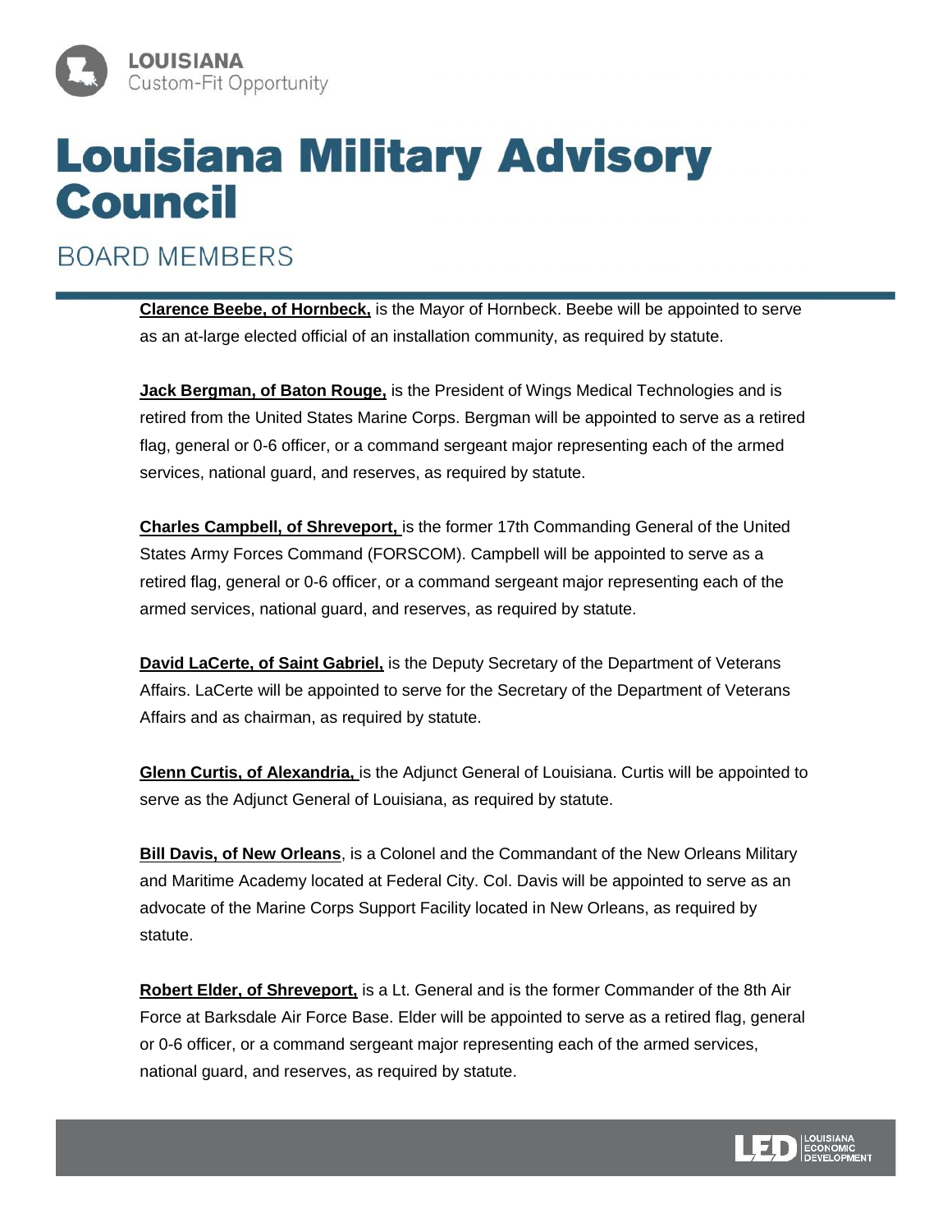LOUISIANA
Custom-Fit Opportunity

# Louisiana Military Advisory Council

## BOARD MEMBERS

**Clarence Beebe, of Hornbeck,** is the Mayor of Hornbeck. Beebe will be appointed to serve as an at-large elected official of an installation community, as required by statute.

**Jack Bergman, of Baton Rouge,** is the President of Wings Medical Technologies and is retired from the United States Marine Corps. Bergman will be appointed to serve as a retired flag, general or 0-6 officer, or a command sergeant major representing each of the armed services, national guard, and reserves, as required by statute.

**Charles Campbell, of Shreveport,** is the former 17th Commanding General of the United States Army Forces Command (FORSCOM). Campbell will be appointed to serve as a retired flag, general or 0-6 officer, or a command sergeant major representing each of the armed services, national guard, and reserves, as required by statute.

**David LaCerte, of Saint Gabriel,** is the Deputy Secretary of the Department of Veterans Affairs. LaCerte will be appointed to serve for the Secretary of the Department of Veterans Affairs and as chairman, as required by statute.

**Glenn Curtis, of Alexandria,** is the Adjunct General of Louisiana. Curtis will be appointed to serve as the Adjunct General of Louisiana, as required by statute.

**Bill Davis, of New Orleans**, is a Colonel and the Commandant of the New Orleans Military and Maritime Academy located at Federal City. Col. Davis will be appointed to serve as an advocate of the Marine Corps Support Facility located in New Orleans, as required by statute.

**Robert Elder, of Shreveport,** is a Lt. General and is the former Commander of the 8th Air Force at Barksdale Air Force Base. Elder will be appointed to serve as a retired flag, general or 0-6 officer, or a command sergeant major representing each of the armed services, national guard, and reserves, as required by statute.

LED LOUISIANA ECONOMIC DEVELOPMENT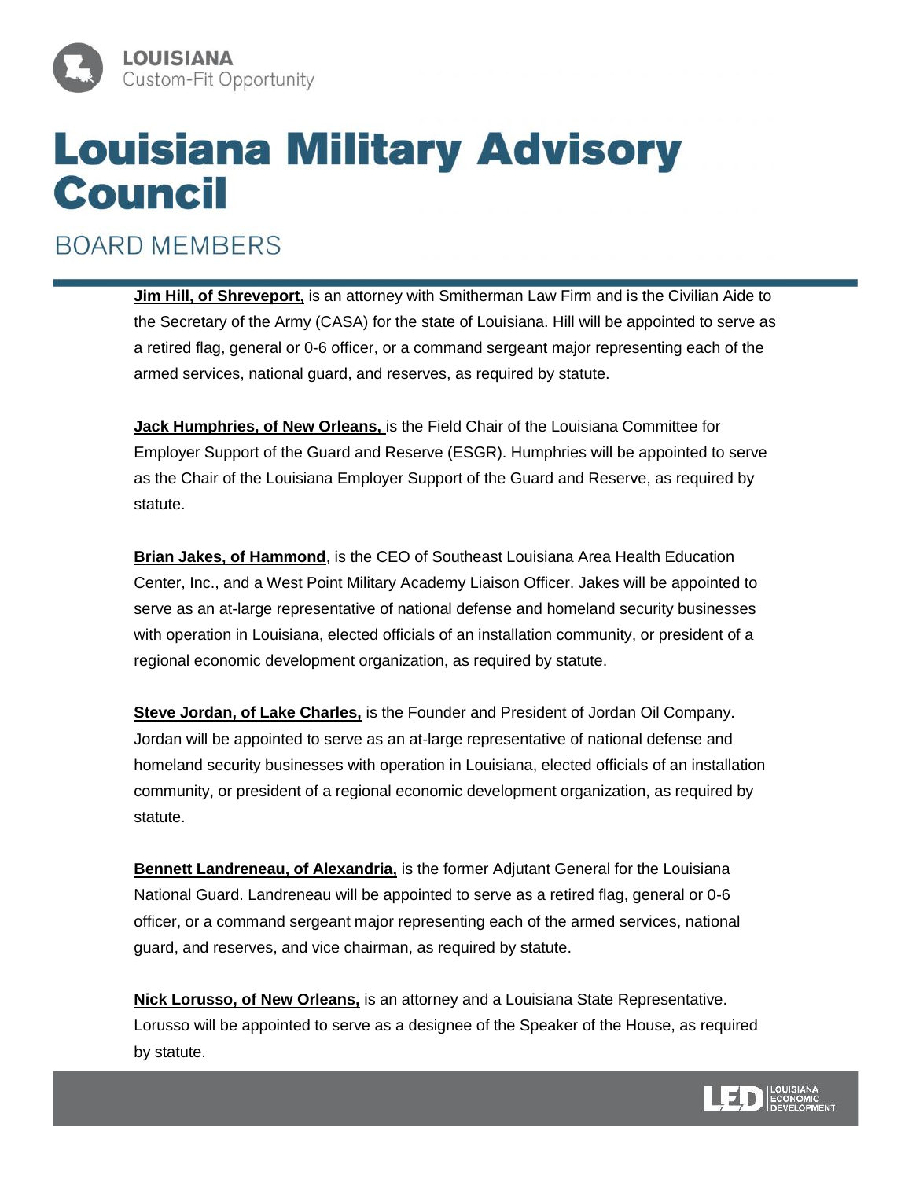# Louisiana Military Advisory Council

## BOARD MEMBERS

**Jim Hill, of Shreveport,** is an attorney with Smitherman Law Firm and is the Civilian Aide to the Secretary of the Army (CASA) for the state of Louisiana. Hill will be appointed to serve as a retired flag, general or 0-6 officer, or a command sergeant major representing each of the armed services, national guard, and reserves, as required by statute.

**Jack Humphries, of New Orleans,** is the Field Chair of the Louisiana Committee for Employer Support of the Guard and Reserve (ESGR). Humphries will be appointed to serve as the Chair of the Louisiana Employer Support of the Guard and Reserve, as required by statute.

**Brian Jakes, of Hammond**, is the CEO of Southeast Louisiana Area Health Education Center, Inc., and a West Point Military Academy Liaison Officer. Jakes will be appointed to serve as an at-large representative of national defense and homeland security businesses with operation in Louisiana, elected officials of an installation community, or president of a regional economic development organization, as required by statute.

**Steve Jordan, of Lake Charles,** is the Founder and President of Jordan Oil Company. Jordan will be appointed to serve as an at-large representative of national defense and homeland security businesses with operation in Louisiana, elected officials of an installation community, or president of a regional economic development organization, as required by statute.

**Bennett Landreneau, of Alexandria,** is the former Adjutant General for the Louisiana National Guard. Landreneau will be appointed to serve as a retired flag, general or 0-6 officer, or a command sergeant major representing each of the armed services, national guard, and reserves, and vice chairman, as required by statute.

**Nick Lorusso, of New Orleans,** is an attorney and a Louisiana State Representative. Lorusso will be appointed to serve as a designee of the Speaker of the House, as required by statute.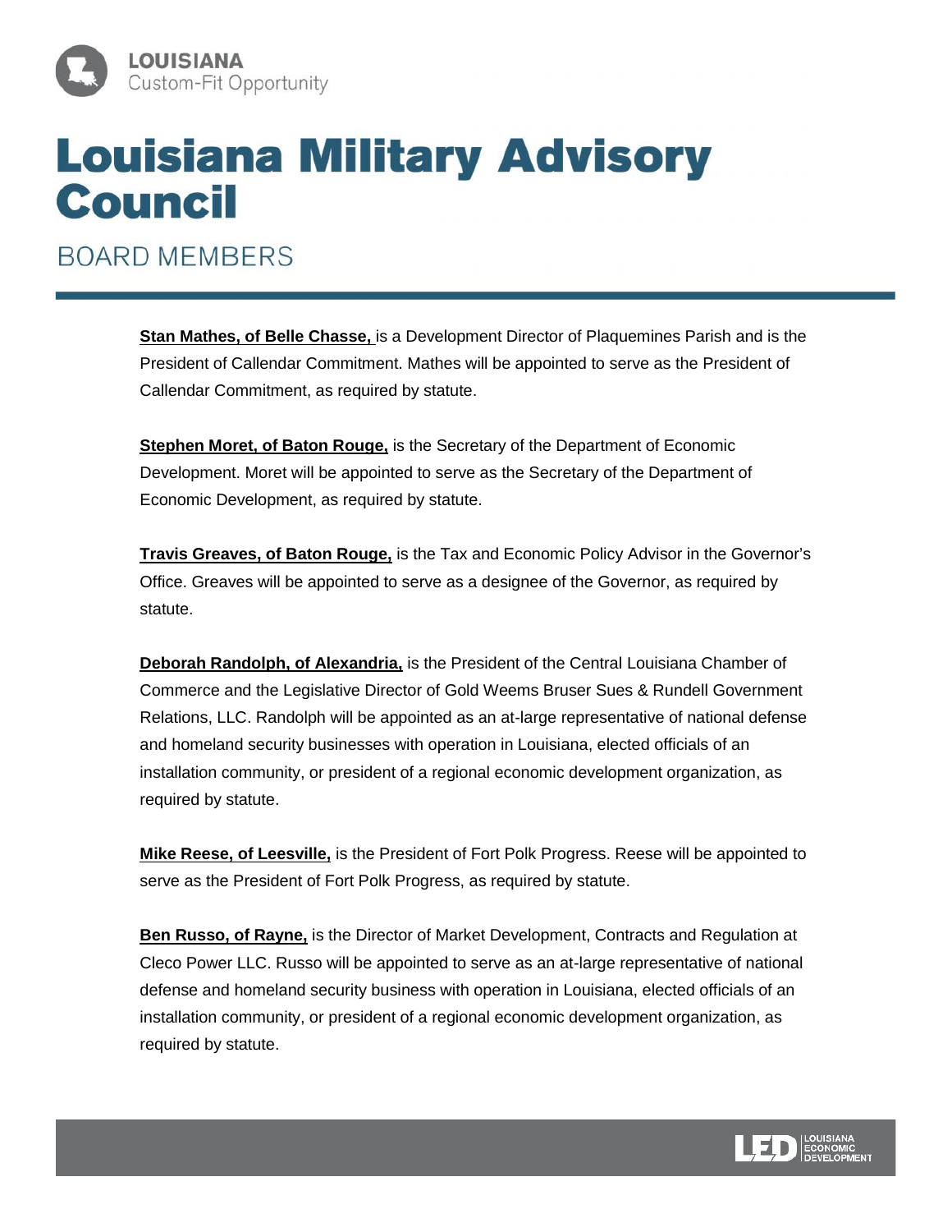LOUISIANA
Custom-Fit Opportunity

# Louisiana Military Advisory Council

## BOARD MEMBERS

**Stan Mathes, of Belle Chasse,** is a Development Director of Plaquemines Parish and is the President of Callendar Commitment. Mathes will be appointed to serve as the President of Callendar Commitment, as required by statute.

**Stephen Moret, of Baton Rouge,** is the Secretary of the Department of Economic Development. Moret will be appointed to serve as the Secretary of the Department of Economic Development, as required by statute.

**Travis Greaves, of Baton Rouge,** is the Tax and Economic Policy Advisor in the Governor's Office. Greaves will be appointed to serve as a designee of the Governor, as required by statute.

**Deborah Randolph, of Alexandria,** is the President of the Central Louisiana Chamber of Commerce and the Legislative Director of Gold Weems Bruser Sues & Rundell Government Relations, LLC. Randolph will be appointed as an at-large representative of national defense and homeland security businesses with operation in Louisiana, elected officials of an installation community, or president of a regional economic development organization, as required by statute.

**Mike Reese, of Leesville,** is the President of Fort Polk Progress. Reese will be appointed to serve as the President of Fort Polk Progress, as required by statute.

**Ben Russo, of Rayne,** is the Director of Market Development, Contracts and Regulation at Cleco Power LLC. Russo will be appointed to serve as an at-large representative of national defense and homeland security business with operation in Louisiana, elected officials of an installation community, or president of a regional economic development organization, as required by statute.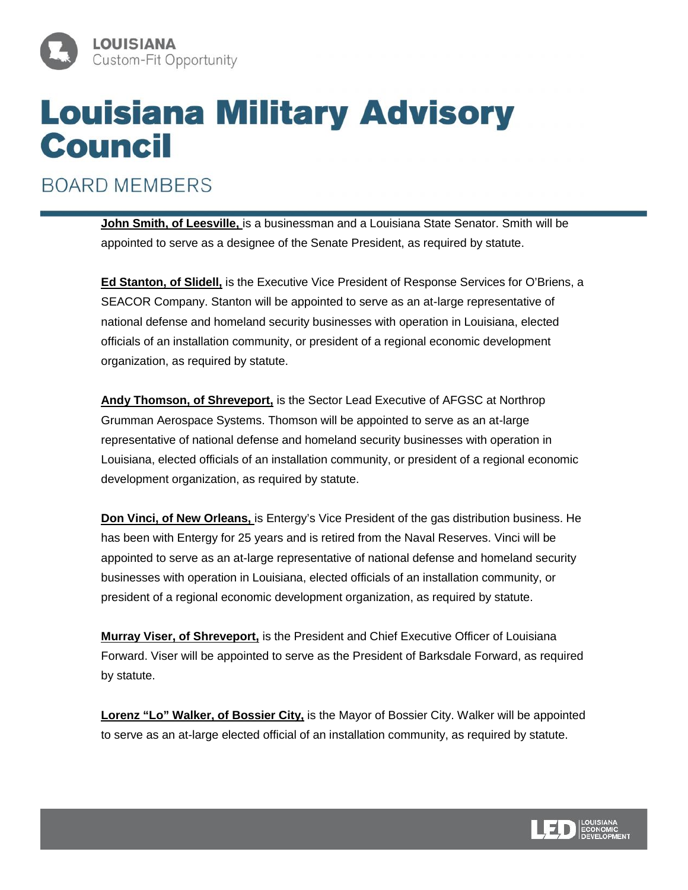# Louisiana Military Advisory Council

## BOARD MEMBERS

**John Smith, of Leesville,** is a businessman and a Louisiana State Senator. Smith will be appointed to serve as a designee of the Senate President, as required by statute.

**Ed Stanton, of Slidell,** is the Executive Vice President of Response Services for O'Briens, a SEACOR Company. Stanton will be appointed to serve as an at-large representative of national defense and homeland security businesses with operation in Louisiana, elected officials of an installation community, or president of a regional economic development organization, as required by statute.

**Andy Thomson, of Shreveport,** is the Sector Lead Executive of AFGSC at Northrop Grumman Aerospace Systems. Thomson will be appointed to serve as an at-large representative of national defense and homeland security businesses with operation in Louisiana, elected officials of an installation community, or president of a regional economic development organization, as required by statute.

**Don Vinci, of New Orleans,** is Entergy's Vice President of the gas distribution business. He has been with Entergy for 25 years and is retired from the Naval Reserves. Vinci will be appointed to serve as an at-large representative of national defense and homeland security businesses with operation in Louisiana, elected officials of an installation community, or president of a regional economic development organization, as required by statute.

**Murray Viser, of Shreveport,** is the President and Chief Executive Officer of Louisiana Forward. Viser will be appointed to serve as the President of Barksdale Forward, as required by statute.

**Lorenz "Lo" Walker, of Bossier City,** is the Mayor of Bossier City. Walker will be appointed to serve as an at-large elected official of an installation community, as required by statute.